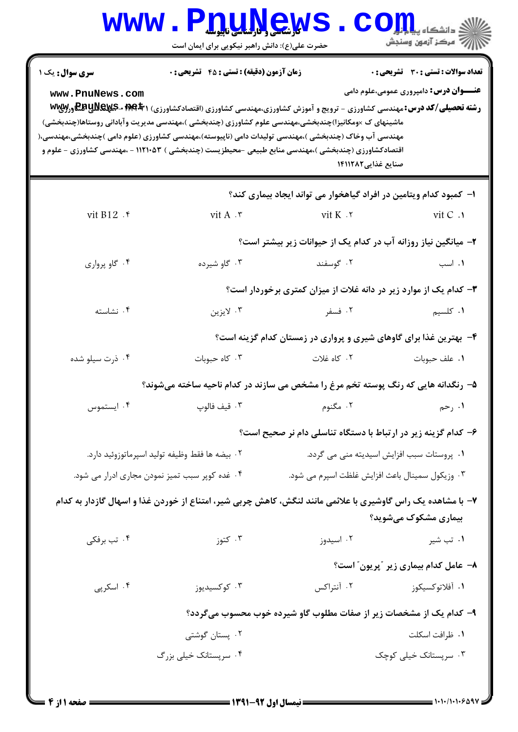**سری سوال:** یک ۱ | **زمان آزمون (دقیقه) : تستی : ۴۵ تشریحی : ۰** | **تعداد سوالات : تستی : ۳۰ تشریحی : ۰**

**عنـــوان درس:** دامپروری عمومی،علوم دامی

**رشته تحصیلی/کد درس:** مهندسی کشاورزی - ترویج و آموزش کشاورزی،مهندسی کشاورزی (اقتصادکشاورزی) ۱۴۱۱۳۹۱ - مهندسی کشاورزی ماشینهای ک ×ومکانیزا)چندبخشی،مهندسی علوم کشاورزی (چندبخشی )،مهندسی مدیریت وآبادانی روستاها(چندبخشی) مهندسی آب وخاک (چندبخشی )،مهندسی تولیدات دامی (ناپیوسته)،مهندسی کشاورزی (علوم دامی )چندبخشی،مهندسی،( اقتصادکشاورزی (چندبخشی )،مهندسی منابع طبیعی -محیطزیست (چندبخشی ) ۱۱۲۱۰۵۳ - ،مهندسی کشاورزی - علوم و صنایع غذایی۱۴۱۱۲۸۲

۱- کمبود کدام ویتامین در افراد گیاهخوار می تواند ایجاد بیماری کند؟

۱. vit C
۲. vit K
۳. vit A
۴. vit B12

۲- میانگین نیاز روزانه آب در کدام یک از حیوانات زیر بیشتر است؟

۱. اسب
۲. گوسفند
۳. گاو شیرده
۴. گاو پرواری

۳- کدام یک از موارد زیر در دانه غلات از میزان کمتری برخوردار است؟

۱. کلسیم
۲. فسفر
۳. لایزین
۴. نشاسته

۴- بهترین غذا برای گاوهای شیری و پرواری در زمستان کدام گزینه است؟

۱. علف حبوبات
۲. کاه غلات
۳. کاه حبوبات
۴. ذرت سیلو شده

۵- رنگدانه هایی که رنگ پوسته تخم مرغ را مشخص می سازند در کدام ناحیه ساخته می‌شوند؟

۱. رحم
۲. مگنوم
۳. قیف فالوپ
۴. ایستموس

۶- کدام گزینه زیر در ارتباط با دستگاه تناسلی دام نر صحیح است؟

۱. پروستات سبب افزایش اسیدیته منی می گردد.
۲. بیضه ها فقط وظیفه تولید اسپرماتوزوئید دارد.
۳. وزیکول سمینال باعث افزایش غلظت اسپرم می شود.
۴. غده کوپر سبب تمیز نمودن مجاری ادرار می شود.

۷- با مشاهده یک راس گاوشیری با علائمی مانند لنگش، کاهش چربی شیر، امتناع از خوردن غذا و اسهال گازدار به کدام بیماری مشکوک می‌شوید؟

۱. تب شیر
۲. اسیدوز
۳. کتوز
۴. تب برفکی

۸- عامل کدام بیماری زیر "پریون" است؟

۱. آفلاتوکسیکوز
۲. آنتراکس
۳. کوکسیدیوز
۴. اسکرپی

۹- کدام یک از مشخصات زیر از صفات مطلوب گاو شیرده خوب محسوب می‌گردد؟

۱. ظرافت اسکلت
۲. پستان گوشتی
۳. سرپستانک خیلی کوچک
۴. سرپستانک خیلی بزرگ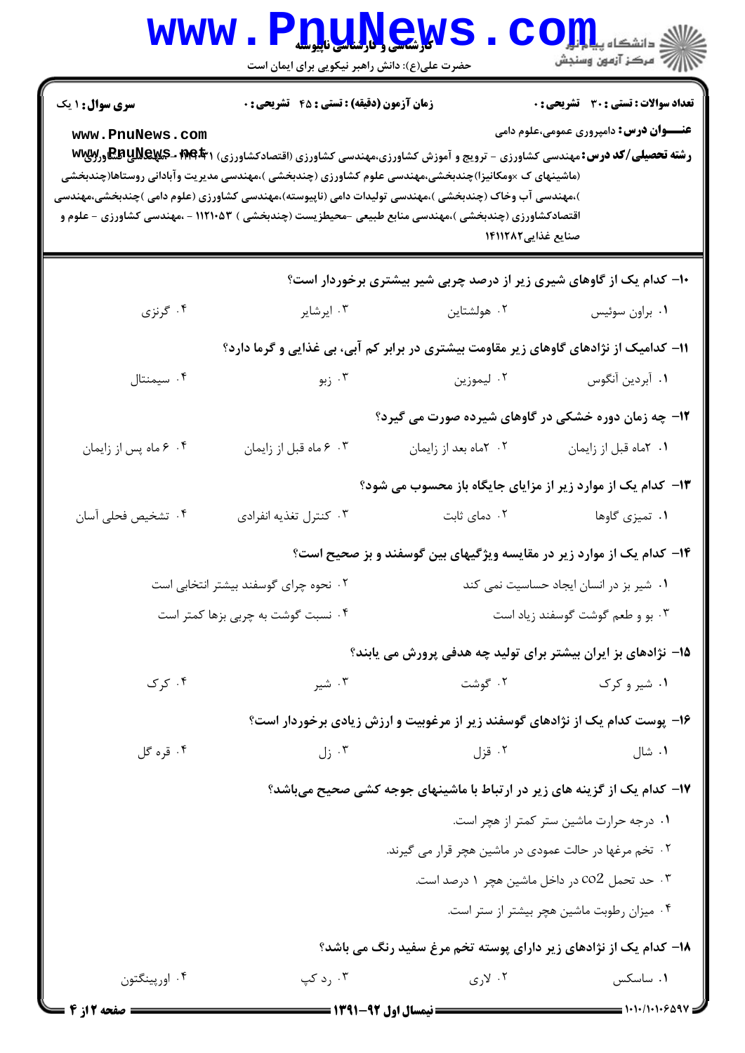**سری سوال:** ۱ یک

**زمان آزمون (دقیقه) : تستی : ۴۵ تشریحی : ۰**

**تعداد سوالات : تستی : ۳۰ تشریحی : ۰**

**عنـــوان درس:** دامپروری عمومی،علوم دامی

**رشته تحصیلی/کد درس:** مهندسی کشاورزی - ترویج و آموزش کشاورزی،مهندسی کشاورزی (اقتصادکشاورزی) ۱۴۱۱۰۴۱ - ،مهندسی کشاورزی (ماشینهای ک ×ومکانیزا)چندبخشی،مهندسی علوم کشاورزی (چندبخشی )،مهندسی مدیریت وآبادانی روستاها(چندبخشی )،مهندسی آب وخاک (چندبخشی )،مهندسی تولیدات دامی (ناپیوسته)،مهندسی کشاورزی (علوم دامی )چندبخشی،مهندسی اقتصادکشاورزی (چندبخشی )،مهندسی منابع طبیعی -محیطزیست (چندبخشی ) ۱۱۲۱۰۵۳ - ،مهندسی کشاورزی - علوم و صنایع غذایی۱۴۱۱۲۸۲

---

۱۰- کدام یک از گاوهای شیری زیر از درصد چربی شیر بیشتری برخوردار است؟

۱. براون سوئیس　　۲. هولشتاین　　۳. ایرشایر　　۴. گرنزی

۱۱- کدامیک از نژادهای گاوهای زیر مقاومت بیشتری در برابر کم آبی، بی غذایی و گرما دارد؟

۱. آبردین آنگوس　　۲. لیموزین　　۳. زبو　　۴. سیمنتال

۱۲- چه زمان دوره خشکی در گاوهای شیرده صورت می گیرد؟

۱. ۲ماه قبل از زایمان　　۲. ۲ماه بعد از زایمان　　۳. ۶ ماه قبل از زایمان　　۴. ۶ ماه پس از زایمان

۱۳- کدام یک از موارد زیر از مزایای جایگاه باز محسوب می شود؟

۱. تمیزی گاوها　　۲. دمای ثابت　　۳. کنترل تغذیه انفرادی　　۴. تشخیص فحلی آسان

۱۴- کدام یک از موارد زیر در مقایسه ویژگیهای بین گوسفند و بز صحیح است؟

۱. شیر بز در انسان ایجاد حساسیت نمی کند
۲. نحوه چرای گوسفند بیشتر انتخابی است
۳. بو و طعم گوشت گوسفند زیاد است
۴. نسبت گوشت به چربی بزها کمتر است

۱۵- نژادهای بز ایران بیشتر برای تولید چه هدفی پرورش می یابند؟

۱. شیر و کرک　　۲. گوشت　　۳. شیر　　۴. کرک

۱۶- پوست کدام یک از نژادهای گوسفند زیر از مرغوبیت و ارزش زیادی برخوردار است؟

۱. شال　　۲. قزل　　۳. زل　　۴. قره گل

۱۷- کدام یک از گزینه های زیر در ارتباط با ماشینهای جوجه کشی صحیح میباشد؟

۱. درجه حرارت ماشین ستر کمتر از هچر است.
۲. تخم مرغها در حالت عمودی در ماشین هچر قرار می گیرند.
۳. حد تحمل $CO_2$ در داخل ماشین هچر ۱ درصد است.
۴. میزان رطوبت ماشین هچر بیشتر از ستر است.

۱۸- کدام یک از نژادهای زیر دارای پوسته تخم مرغ سفید رنگ می باشد؟

۱. ساسکس　　۲. لاری　　۳. رد کپ　　۴. اورپینگتون

---

نیمسال اول ۹۲-۱۳۹۱

۱۰۱۰/۱۰۱۰۶۵۹۷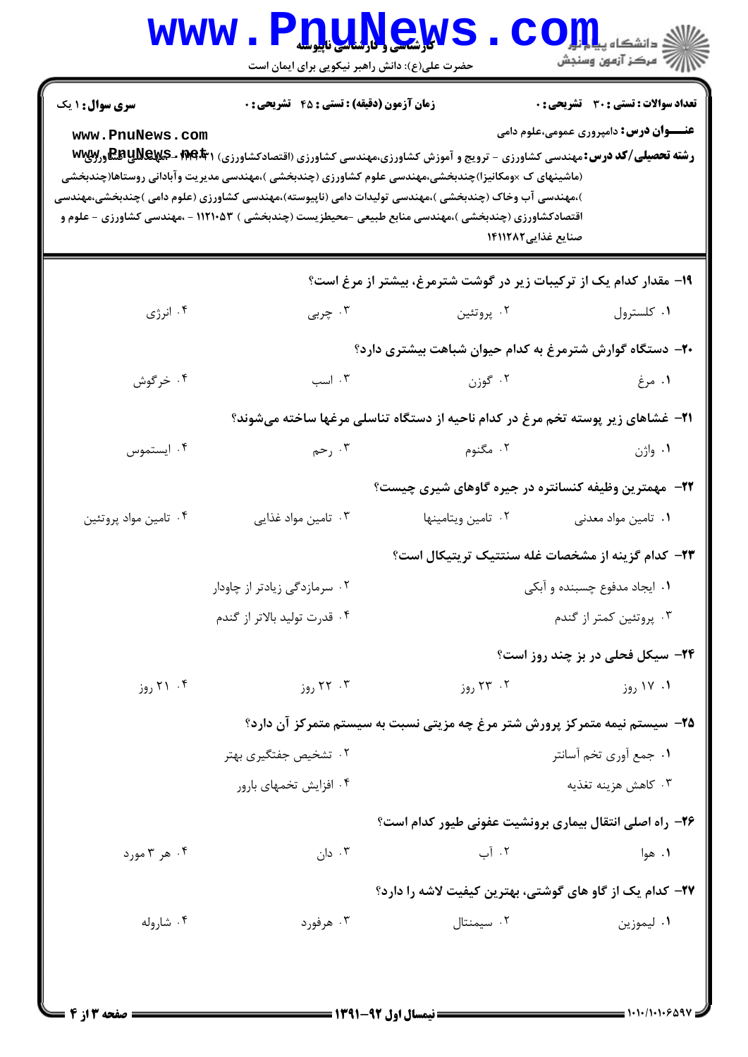**سری سوال:** ۱ یک | **زمان آزمون (دقیقه) : تستی : ۴۵ تشریحی : ۰** | **تعداد سوالات : تستی : ۳۰ تشریحی : ۰**

**عنـــوان درس:** دامپروری عمومی،علوم دامی

**رشته تحصیلی/کد درس:** مهندسی کشاورزی - ترویج و آموزش کشاورزی،مهندسی کشاورزی (اقتصادکشاورزی) ۱۴۱۱۰۰۴ - ،مهندسی کشاورزی (ماشینهای ک ×ومکانیزا)چندبخشی،مهندسی علوم کشاورزی (چندبخشی )،مهندسی مدیریت وآبادانی روستاها(چندبخشی )،مهندسی آب وخاک (چندبخشی )،مهندسی تولیدات دامی (ناپیوسته)،مهندسی کشاورزی (علوم دامی )چندبخشی،مهندسی اقتصادکشاورزی (چندبخشی )،مهندسی منابع طبیعی -محیطزیست (چندبخشی ) ۱۱۲۱۰۵۳ - ،مهندسی کشاورزی - علوم و صنایع غذایی۱۴۱۱۲۸۲

۱۹- مقدار کدام یک از ترکیبات زیر در گوشت شترمرغ، بیشتر از مرغ است؟

۱. کلسترول
۲. پروتئین
۳. چربی
۴. انرژی

۲۰- دستگاه گوارش شترمرغ به کدام حیوان شباهت بیشتری دارد؟

۱. مرغ
۲. گوزن
۳. اسب
۴. خرگوش

۲۱- غشاهای زیر پوسته تخم مرغ در کدام ناحیه از دستگاه تناسلی مرغها ساخته میشوند؟

۱. واژن
۲. مگنوم
۳. رحم
۴. ایستموس

۲۲- مهمترین وظیفه کنسانتره در جیره گاوهای شیری چیست؟

۱. تامین مواد معدنی
۲. تامین ویتامینها
۳. تامین مواد غذایی
۴. تامین مواد پروتئین

۲۳- کدام گزینه از مشخصات غله سنتتیک تریتیکال است؟

۱. ایجاد مدفوع چسبنده و آبکی
۲. سرمازدگی زیادتر از چاودار
۳. پروتئین کمتر از گندم
۴. قدرت تولید بالاتر از گندم

۲۴- سیکل فحلی در بز چند روز است؟

۱. ۱۷ روز
۲. ۲۳ روز
۳. ۲۲ روز
۴. ۲۱ روز

۲۵- سیستم نیمه متمرکز پرورش شتر مرغ چه مزیتی نسبت به سیستم متمرکز آن دارد؟

۱. جمع آوری تخم آسانتر
۲. تشخیص جفتگیری بهتر
۳. کاهش هزینه تغذیه
۴. افزایش تخمهای بارور

۲۶- راه اصلی انتقال بیماری برونشیت عفونی طیور کدام است؟

۱. هوا
۲. آب
۳. دان
۴. هر ۳ مورد

۲۷- کدام یک از گاو های گوشتی، بهترین کیفیت لاشه را دارد؟

۱. لیموزین
۲. سیمنتال
۳. هرفورد
۴. شاروله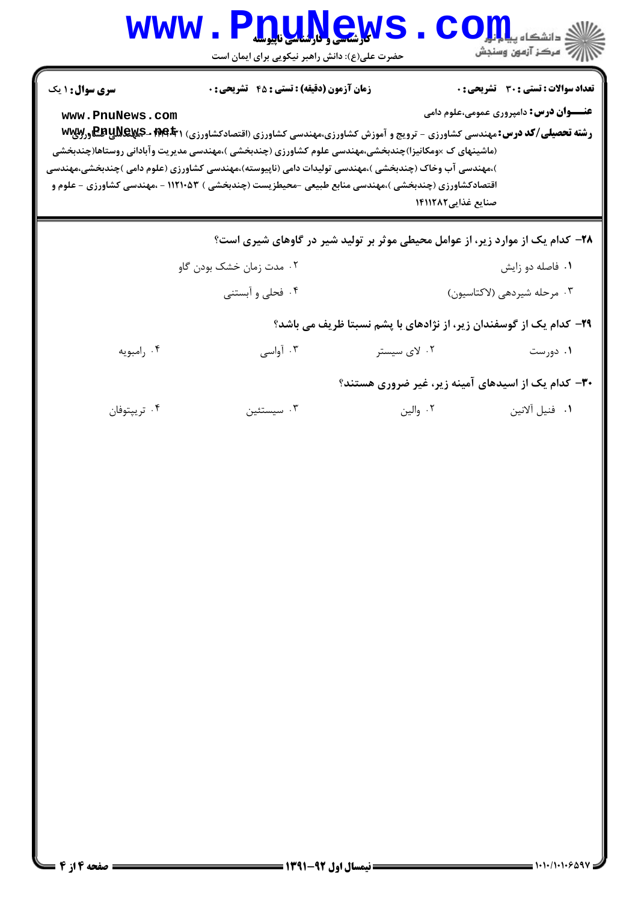**تعداد سوالات : تستی : ۳۰ تشریحی : ۰** | **زمان آزمون (دقیقه) : تستی : ۴۵ تشریحی : ۰** | **سری سوال : ۱ یک**

**عنـــوان درس:** دامپروری عمومی،علوم دامی

**رشته تحصیلی/کد درس:** مهندسی کشاورزی - ترویج و آموزش کشاورزی،مهندسی کشاورزی (اقتصادکشاورزی) ۱۴۱۱۰۴۱ - ،مهندسی کشاورزی (ماشینهای ک ×ومکانیزا)چندبخشی،مهندسی علوم کشاورزی (چندبخشی )،مهندسی مدیریت وآبادانی روستاها(چندبخشی )،مهندسی آب وخاک (چندبخشی )،مهندسی تولیدات دامی (ناپیوسته)،مهندسی کشاورزی (علوم دامی )چندبخشی،مهندسی اقتصادکشاورزی (چندبخشی )،مهندسی منابع طبیعی -محیطزیست (چندبخشی ) ۱۱۲۱۰۵۳ - ،مهندسی کشاورزی - علوم و صنایع غذایی۱۴۱۱۲۸۲

**۲۸- کدام یک از موارد زیر، از عوامل محیطی موثر بر تولید شیر در گاوهای شیری است؟**

۱. فاصله دو زایش

۲. مدت زمان خشک بودن گاو

۳. مرحله شیردهی (لاکتاسیون)

۴. فحلی و آبستنی

**۲۹- کدام یک از گوسفندان زیر، از نژادهای با پشم نسبتا ظریف می باشد؟**

۱. دورست

۲. لای سیستر

۳. آواسی

۴. رامبویه

**۳۰- کدام یک از اسیدهای آمینه زیر، غیر ضروری هستند؟**

۱. فنیل آلانین

۲. والین

۳. سیستئین

۴. تریپتوفان